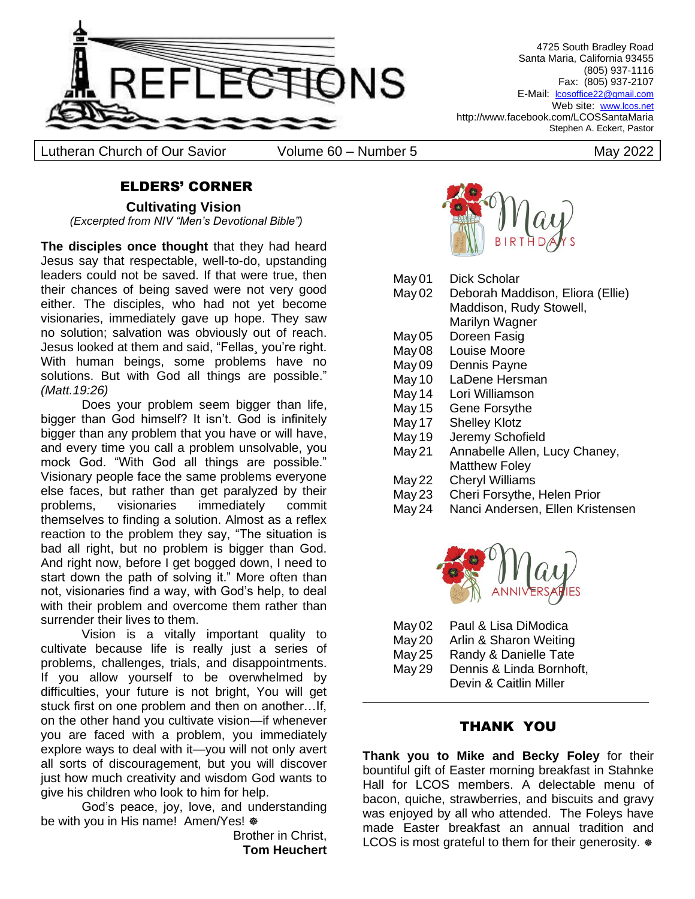# REFLECTIONS

4725 South Bradley Road
Santa Maria, California 93455
(805) 937-1116
Fax: (805) 937-2107
E-Mail: lcosoffice22@gmail.com
Web site: www.lcos.net
http://www.facebook.com/LCOSSantaMaria
Stephen A. Eckert, Pastor

Lutheran Church of Our Savior — Volume 60 – Number 5 — May 2022

## ELDERS' CORNER

### Cultivating Vision

*(Excerpted from NIV "Men's Devotional Bible")*

**The disciples once thought** that they had heard Jesus say that respectable, well-to-do, upstanding leaders could not be saved. If that were true, then their chances of being saved were not very good either. The disciples, who had not yet become visionaries, immediately gave up hope. They saw no solution; salvation was obviously out of reach. Jesus looked at them and said, "Fellas¸ you're right. With human beings, some problems have no solutions. But with God all things are possible." *(Matt.19:26)*

Does your problem seem bigger than life, bigger than God himself? It isn't. God is infinitely bigger than any problem that you have or will have, and every time you call a problem unsolvable, you mock God. "With God all things are possible." Visionary people face the same problems everyone else faces, but rather than get paralyzed by their problems, visionaries immediately commit themselves to finding a solution. Almost as a reflex reaction to the problem they say, "The situation is bad all right, but no problem is bigger than God. And right now, before I get bogged down, I need to start down the path of solving it." More often than not, visionaries find a way, with God's help, to deal with their problem and overcome them rather than surrender their lives to them.

Vision is a vitally important quality to cultivate because life is really just a series of problems, challenges, trials, and disappointments. If you allow yourself to be overwhelmed by difficulties, your future is not bright, You will get stuck first on one problem and then on another…If, on the other hand you cultivate vision—if whenever you are faced with a problem, you immediately explore ways to deal with it—you will not only avert all sorts of discouragement, but you will discover just how much creativity and wisdom God wants to give his children who look to him for help.

God's peace, joy, love, and understanding be with you in His name! Amen/Yes! ⎈

Brother in Christ,
**Tom Heuchert**

## May Birthdays

| | |
|---|---|
| May 01 | Dick Scholar |
| May 02 | Deborah Maddison, Eliora (Ellie) Maddison, Rudy Stowell, Marilyn Wagner |
| May 05 | Doreen Fasig |
| May 08 | Louise Moore |
| May 09 | Dennis Payne |
| May 10 | LaDene Hersman |
| May 14 | Lori Williamson |
| May 15 | Gene Forsythe |
| May 17 | Shelley Klotz |
| May 19 | Jeremy Schofield |
| May 21 | Annabelle Allen, Lucy Chaney, Matthew Foley |
| May 22 | Cheryl Williams |
| May 23 | Cheri Forsythe, Helen Prior |
| May 24 | Nanci Andersen, Ellen Kristensen |

## May Anniversaries

| | |
|---|---|
| May 02 | Paul & Lisa DiModica |
| May 20 | Arlin & Sharon Weiting |
| May 25 | Randy & Danielle Tate |
| May 29 | Dennis & Linda Bornhoft, Devin & Caitlin Miller |

## THANK YOU

**Thank you to Mike and Becky Foley** for their bountiful gift of Easter morning breakfast in Stahnke Hall for LCOS members. A delectable menu of bacon, quiche, strawberries, and biscuits and gravy was enjoyed by all who attended. The Foleys have made Easter breakfast an annual tradition and LCOS is most grateful to them for their generosity. ⎈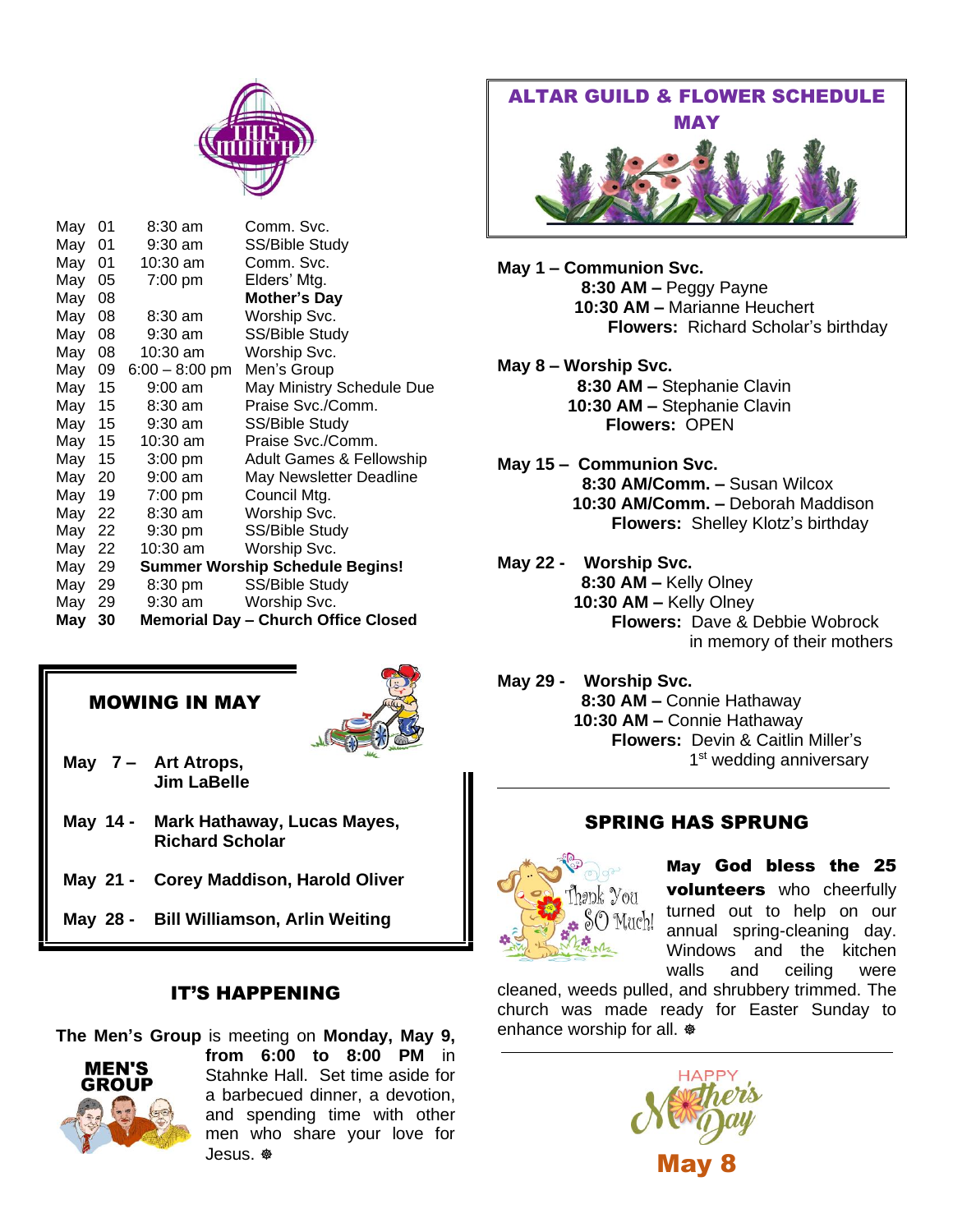# THIS MONTH

| | | | |
|---|---|---|---|
| May | 01 | 8:30 am | Comm. Svc. |
| May | 01 | 9:30 am | SS/Bible Study |
| May | 01 | 10:30 am | Comm. Svc. |
| May | 05 | 7:00 pm | Elders' Mtg. |
| May | 08 | | **Mother's Day** |
| May | 08 | 8:30 am | Worship Svc. |
| May | 08 | 9:30 am | SS/Bible Study |
| May | 08 | 10:30 am | Worship Svc. |
| May | 09 | 6:00 – 8:00 pm | Men's Group |
| May | 15 | 9:00 am | May Ministry Schedule Due |
| May | 15 | 8:30 am | Praise Svc./Comm. |
| May | 15 | 9:30 am | SS/Bible Study |
| May | 15 | 10:30 am | Praise Svc./Comm. |
| May | 15 | 3:00 pm | Adult Games & Fellowship |
| May | 20 | 9:00 am | May Newsletter Deadline |
| May | 19 | 7:00 pm | Council Mtg. |
| May | 22 | 8:30 am | Worship Svc. |
| May | 22 | 9:30 pm | SS/Bible Study |
| May | 22 | 10:30 am | Worship Svc. |
| May | 29 | **Summer Worship Schedule Begins!** | |
| May | 29 | 8:30 pm | SS/Bible Study |
| May | 29 | 9:30 am | Worship Svc. |
| **May** | **30** | **Memorial Day – Church Office Closed** | |

## MOWING IN MAY

**May 7 – Art Atrops, Jim LaBelle**

**May 14 - Mark Hathaway, Lucas Mayes, Richard Scholar**

**May 21 - Corey Maddison, Harold Oliver**

**May 28 - Bill Williamson, Arlin Weiting**

## IT'S HAPPENING

MEN'S GROUP

**The Men's Group** is meeting on **Monday, May 9, from 6:00 to 8:00 PM** in Stahnke Hall. Set time aside for a barbecued dinner, a devotion, and spending time with other men who share your love for Jesus. ☸

## ALTAR GUILD & FLOWER SCHEDULE MAY

**May 1 – Communion Svc.**
**8:30 AM –** Peggy Payne
**10:30 AM –** Marianne Heuchert
**Flowers:** Richard Scholar's birthday

**May 8 – Worship Svc.**
**8:30 AM –** Stephanie Clavin
**10:30 AM –** Stephanie Clavin
**Flowers:** OPEN

**May 15 – Communion Svc.**
**8:30 AM/Comm. –** Susan Wilcox
**10:30 AM/Comm. –** Deborah Maddison
**Flowers:** Shelley Klotz's birthday

**May 22 - Worship Svc.**
**8:30 AM –** Kelly Olney
**10:30 AM –** Kelly Olney
**Flowers:** Dave & Debbie Wobrock in memory of their mothers

**May 29 - Worship Svc.**
**8:30 AM –** Connie Hathaway
**10:30 AM –** Connie Hathaway
**Flowers:** Devin & Caitlin Miller's 1st wedding anniversary

## SPRING HAS SPRUNG

Thank You SO Much!

**May God bless the 25 volunteers** who cheerfully turned out to help on our annual spring-cleaning day. Windows and the kitchen walls and ceiling were cleaned, weeds pulled, and shrubbery trimmed. The church was made ready for Easter Sunday to enhance worship for all. ☸

HAPPY Mother's Day

**May 8**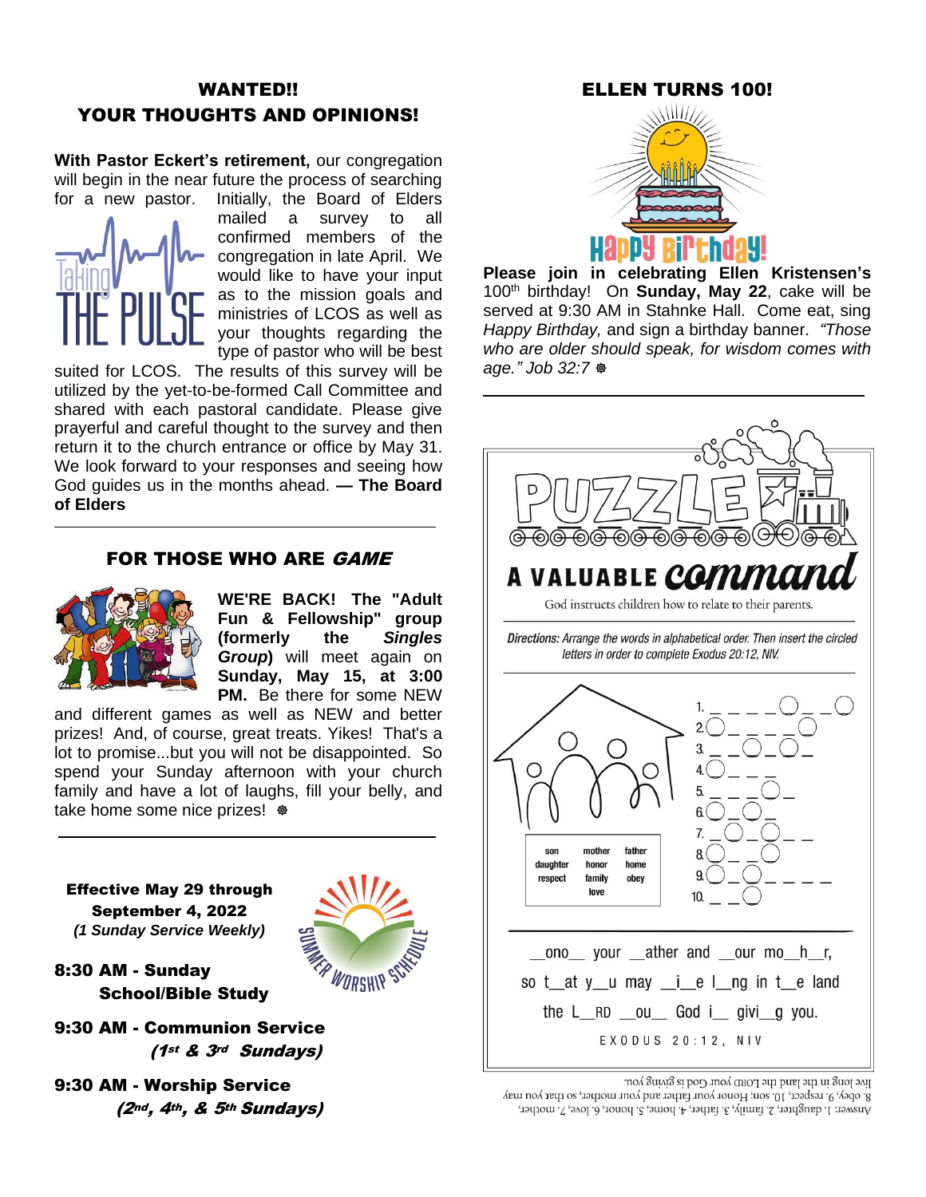## WANTED!! YOUR THOUGHTS AND OPINIONS!

**With Pastor Eckert's retirement,** our congregation will begin in the near future the process of searching for a new pastor. Initially, the Board of Elders mailed a survey to all confirmed members of the congregation in late April. We would like to have your input as to the mission goals and ministries of LCOS as well as your thoughts regarding the type of pastor who will be best suited for LCOS. The results of this survey will be utilized by the yet-to-be-formed Call Committee and shared with each pastoral candidate. Please give prayerful and careful thought to the survey and then return it to the church entrance or office by May 31. We look forward to your responses and seeing how God guides us in the months ahead. **— The Board of Elders**

## FOR THOSE WHO ARE *GAME*

**WE'RE BACK! The "Adult Fun & Fellowship" group (formerly the *Singles Group*)** will meet again on **Sunday, May 15, at 3:00 PM.** Be there for some NEW and different games as well as NEW and better prizes! And, of course, great treats. Yikes! That's a lot to promise...but you will not be disappointed. So spend your Sunday afternoon with your church family and have a lot of laughs, fill your belly, and take home some nice prizes!

**Effective May 29 through September 4, 2022**
***(1 Sunday Service Weekly)***

SUMMER WORSHIP SCHEDULE

**8:30 AM - Sunday School/Bible Study**

**9:30 AM - Communion Service *(1st & 3rd Sundays)***

**9:30 AM - Worship Service *(2nd, 4th, & 5th Sundays)***

## ELLEN TURNS 100!

Happy Birthday!

**Please join in celebrating Ellen Kristensen's** 100th birthday! On **Sunday, May 22**, cake will be served at 9:30 AM in Stahnke Hall. Come eat, sing *Happy Birthday,* and sign a birthday banner. *"Those who are older should speak, for wisdom comes with age." Job 32:7*

## PUZZLE

## A VALUABLE command

God instructs children how to relate to their parents.

*Directions: Arrange the words in alphabetical order. Then insert the circled letters in order to complete Exodus 20:12, NIV.*

| son | mother | father |
|---|---|---|
| daughter | honor | home |
| respect | family | obey |
| | love | |

1. _ _ _ _ ◯ _ _ ◯
2. ◯ _ _ _ _ ◯
3. _ _ ◯ _ ◯ _
4. ◯ _ _ _
5. _ _ _ ◯ _
6. ◯ _ ◯ _
7. _ ◯ _ ◯ _ _
8. ◯ _ _ ◯
9. ◯ _ ◯ _ _ _ _
10. _ _ ◯

\_ono\_\_ your \_\_ather and \_\_our mo\_\_h\_\_r, so t\_\_at y\_\_u may \_\_i\_\_e l\_\_ng in t\_\_e land the L\_\_RD \_\_ou\_\_ God i\_\_ givi\_\_g you.

EXODUS 20:12, NIV

Answer: 1. daughter, 2. family, 3. father, 4. home, 5. honor, 6. love, 7. mother, 8. obey, 9. respect, 10. son; Honor your father and your mother, so that you may live long in the land the LORD your God is giving you.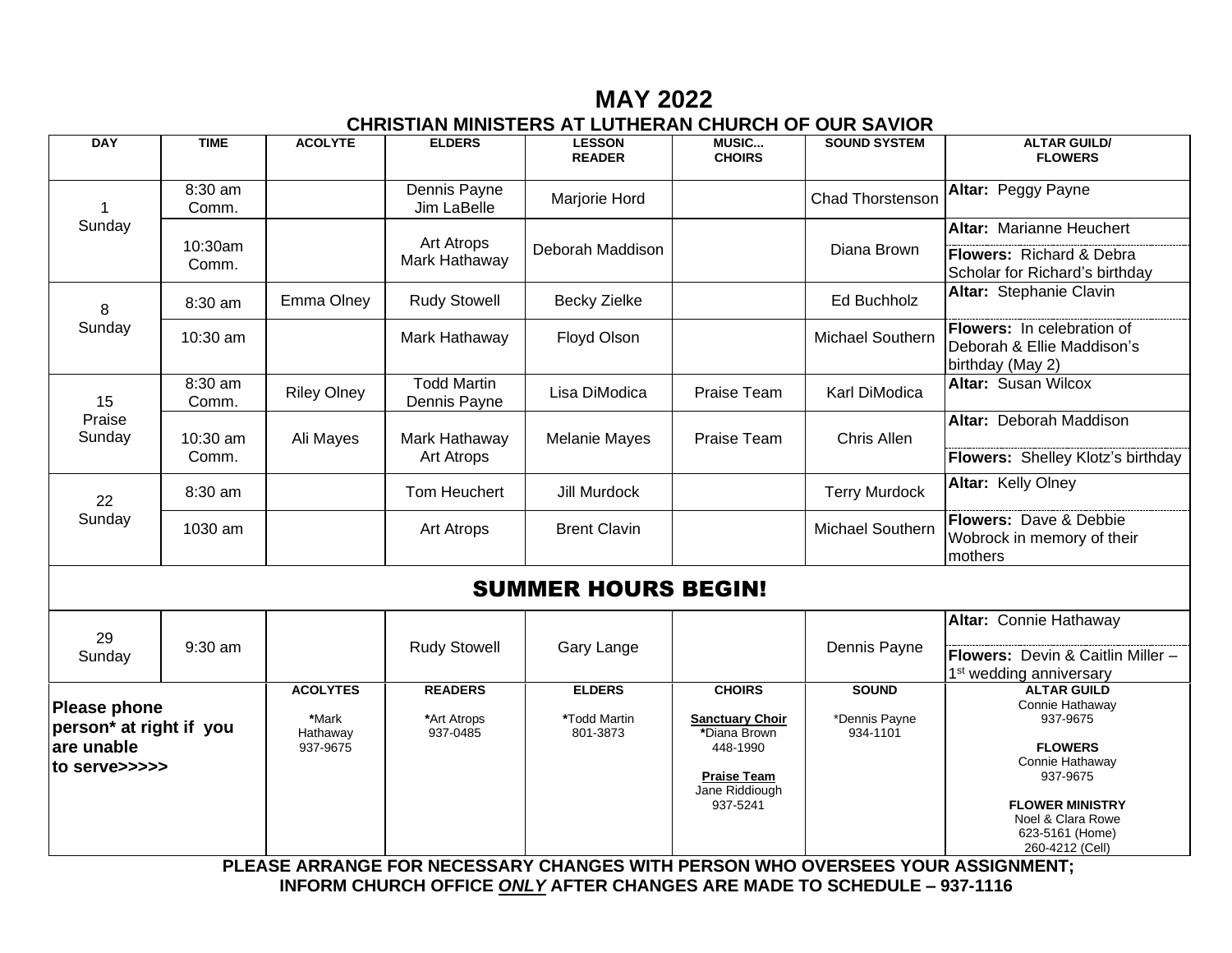# MAY 2022

## CHRISTIAN MINISTERS AT LUTHERAN CHURCH OF OUR SAVIOR

| DAY | TIME | ACOLYTE | ELDERS | LESSON READER | MUSIC... CHOIRS | SOUND SYSTEM | ALTAR GUILD/ FLOWERS |
|---|---|---|---|---|---|---|---|
| 1 Sunday | 8:30 am Comm. | | Dennis Payne Jim LaBelle | Marjorie Hord | | Chad Thorstenson | **Altar:** Peggy Payne |
| | 10:30am Comm. | | Art Atrops Mark Hathaway | Deborah Maddison | | Diana Brown | **Altar:** Marianne Heuchert **Flowers:** Richard & Debra Scholar for Richard's birthday |
| 8 Sunday | 8:30 am | Emma Olney | Rudy Stowell | Becky Zielke | | Ed Buchholz | **Altar:** Stephanie Clavin |
| | 10:30 am | | Mark Hathaway | Floyd Olson | | Michael Southern | **Flowers:** In celebration of Deborah & Ellie Maddison's birthday (May 2) |
| 15 Praise Sunday | 8:30 am Comm. | Riley Olney | Todd Martin Dennis Payne | Lisa DiModica | Praise Team | Karl DiModica | **Altar:** Susan Wilcox |
| | 10:30 am Comm. | Ali Mayes | Mark Hathaway Art Atrops | Melanie Mayes | Praise Team | Chris Allen | **Altar:** Deborah Maddison **Flowers:** Shelley Klotz's birthday |
| 22 Sunday | 8:30 am | | Tom Heuchert | Jill Murdock | | Terry Murdock | **Altar:** Kelly Olney |
| | 1030 am | | Art Atrops | Brent Clavin | | Michael Southern | **Flowers:** Dave & Debbie Wobrock in memory of their mothers |
| **SUMMER HOURS BEGIN!** | | | | | | | |
| 29 Sunday | 9:30 am | | Rudy Stowell | Gary Lange | | Dennis Payne | **Altar:** Connie Hathaway **Flowers:** Devin & Caitlin Miller – 1st wedding anniversary |

| **Please phone person* at right if you are unable to serve>>>>>** | **ACOLYTES** | **READERS** | **ELDERS** | **CHOIRS** | **SOUND** | **ALTAR GUILD** |
|---|---|---|---|---|---|---|
| | *Mark Hathaway 937-9675 | *Art Atrops 937-0485 | *Todd Martin 801-3873 | **Sanctuary Choir** *Diana Brown 448-1990 **Praise Team** Jane Riddiough 937-5241 | *Dennis Payne 934-1101 | Connie Hathaway 937-9675 **FLOWERS** Connie Hathaway 937-9675 **FLOWER MINISTRY** Noel & Clara Rowe 623-5161 (Home) 260-4212 (Cell) |

**PLEASE ARRANGE FOR NECESSARY CHANGES WITH PERSON WHO OVERSEES YOUR ASSIGNMENT; INFORM CHURCH OFFICE *ONLY* AFTER CHANGES ARE MADE TO SCHEDULE – 937-1116**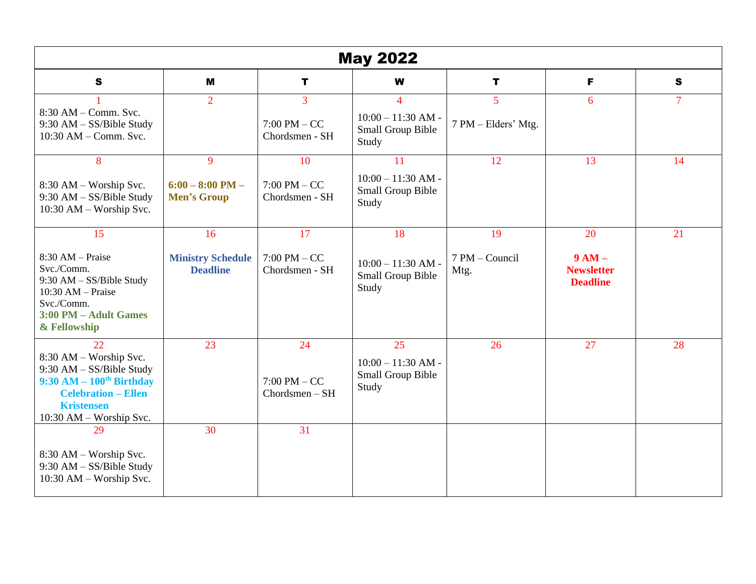# May 2022

| S | M | T | W | T | F | S |
|---|---|---|---|---|---|---|
| 1<br>8:30 AM – Comm. Svc.<br>9:30 AM – SS/Bible Study<br>10:30 AM – Comm. Svc. | 2 | 3<br>7:00 PM – CC Chordsmen - SH | 4<br>10:00 – 11:30 AM - Small Group Bible Study | 5<br>7 PM – Elders' Mtg. | 6 | 7 |
| 8<br>8:30 AM – Worship Svc.<br>9:30 AM – SS/Bible Study<br>10:30 AM – Worship Svc. | 9<br>**6:00 – 8:00 PM – Men's Group** | 10<br>7:00 PM – CC Chordsmen - SH | 11<br>10:00 – 11:30 AM - Small Group Bible Study | 12 | 13 | 14 |
| 15<br>8:30 AM – Praise Svc./Comm.<br>9:30 AM – SS/Bible Study<br>10:30 AM – Praise Svc./Comm.<br>**3:00 PM – Adult Games & Fellowship** | 16<br>**Ministry Schedule Deadline** | 17<br>7:00 PM – CC Chordsmen - SH | 18<br>10:00 – 11:30 AM - Small Group Bible Study | 19<br>7 PM – Council Mtg. | 20<br>**9 AM – Newsletter Deadline** | 21 |
| 22<br>8:30 AM – Worship Svc.<br>9:30 AM – SS/Bible Study<br>**9:30 AM – 100th Birthday Celebration – Ellen Kristensen**<br>10:30 AM – Worship Svc. | 23 | 24<br>7:00 PM – CC Chordsmen – SH | 25<br>10:00 – 11:30 AM - Small Group Bible Study | 26 | 27 | 28 |
| 29<br>8:30 AM – Worship Svc.<br>9:30 AM – SS/Bible Study<br>10:30 AM – Worship Svc. | 30 | 31 | | | | |